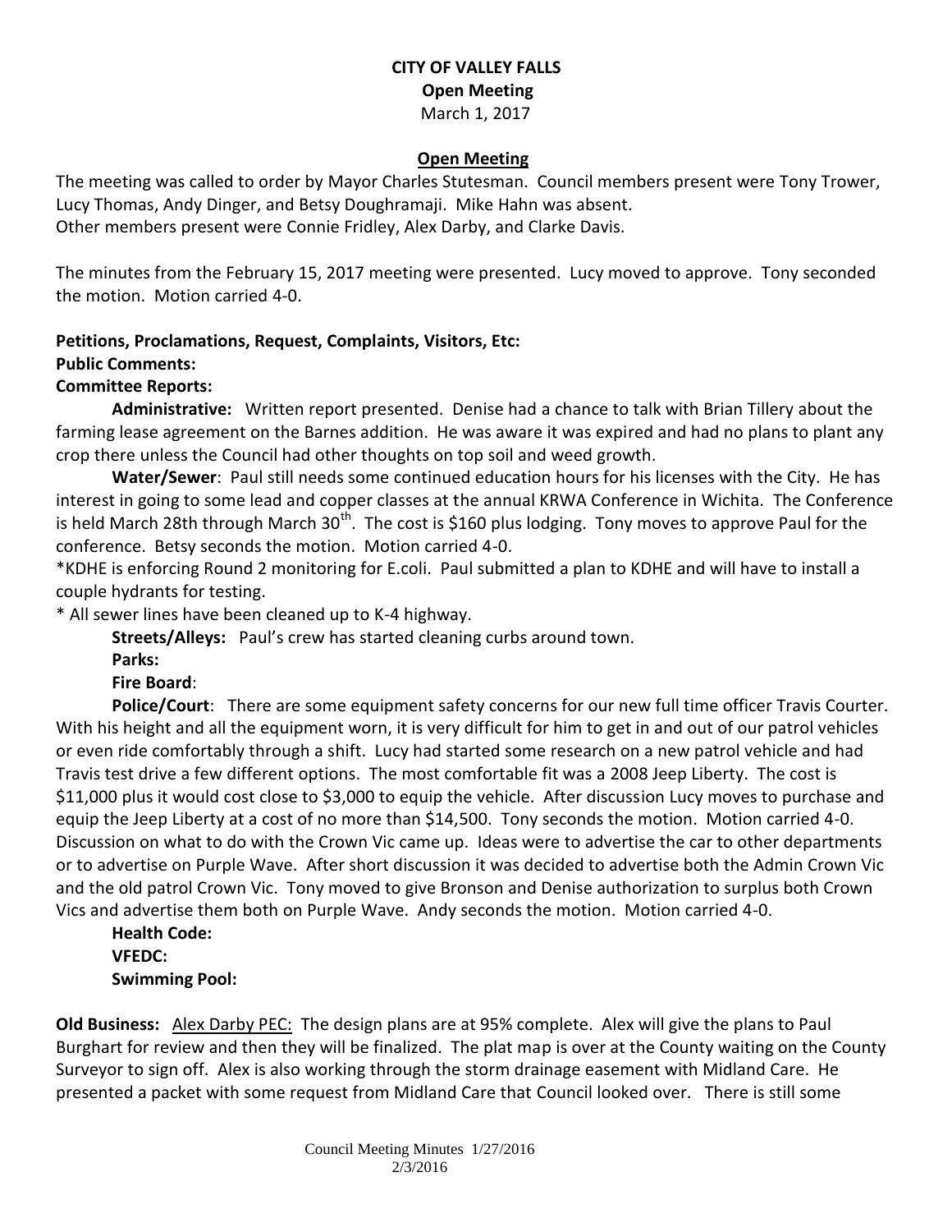**CITY OF VALLEY FALLS**
**Open Meeting**
March 1, 2017

**Open Meeting**

The meeting was called to order by Mayor Charles Stutesman. Council members present were Tony Trower, Lucy Thomas, Andy Dinger, and Betsy Doughramaji. Mike Hahn was absent.
Other members present were Connie Fridley, Alex Darby, and Clarke Davis.

The minutes from the February 15, 2017 meeting were presented. Lucy moved to approve. Tony seconded the motion. Motion carried 4-0.

**Petitions, Proclamations, Request, Complaints, Visitors, Etc:**
**Public Comments:**
**Committee Reports:**

**Administrative:** Written report presented. Denise had a chance to talk with Brian Tillery about the farming lease agreement on the Barnes addition. He was aware it was expired and had no plans to plant any crop there unless the Council had other thoughts on top soil and weed growth.

**Water/Sewer**: Paul still needs some continued education hours for his licenses with the City. He has interest in going to some lead and copper classes at the annual KRWA Conference in Wichita. The Conference is held March 28th through March 30th. The cost is $160 plus lodging. Tony moves to approve Paul for the conference. Betsy seconds the motion. Motion carried 4-0.
*KDHE is enforcing Round 2 monitoring for E.coli. Paul submitted a plan to KDHE and will have to install a couple hydrants for testing.
* All sewer lines have been cleaned up to K-4 highway.

**Streets/Alleys:** Paul's crew has started cleaning curbs around town.

**Parks:**

**Fire Board**:

**Police/Court**: There are some equipment safety concerns for our new full time officer Travis Courter. With his height and all the equipment worn, it is very difficult for him to get in and out of our patrol vehicles or even ride comfortably through a shift. Lucy had started some research on a new patrol vehicle and had Travis test drive a few different options. The most comfortable fit was a 2008 Jeep Liberty. The cost is $11,000 plus it would cost close to $3,000 to equip the vehicle. After discussion Lucy moves to purchase and equip the Jeep Liberty at a cost of no more than $14,500. Tony seconds the motion. Motion carried 4-0. Discussion on what to do with the Crown Vic came up. Ideas were to advertise the car to other departments or to advertise on Purple Wave. After short discussion it was decided to advertise both the Admin Crown Vic and the old patrol Crown Vic. Tony moved to give Bronson and Denise authorization to surplus both Crown Vics and advertise them both on Purple Wave. Andy seconds the motion. Motion carried 4-0.

**Health Code:**
**VFEDC:**
**Swimming Pool:**

**Old Business:** Alex Darby PEC: The design plans are at 95% complete. Alex will give the plans to Paul Burghart for review and then they will be finalized. The plat map is over at the County waiting on the County Surveyor to sign off. Alex is also working through the storm drainage easement with Midland Care. He presented a packet with some request from Midland Care that Council looked over. There is still some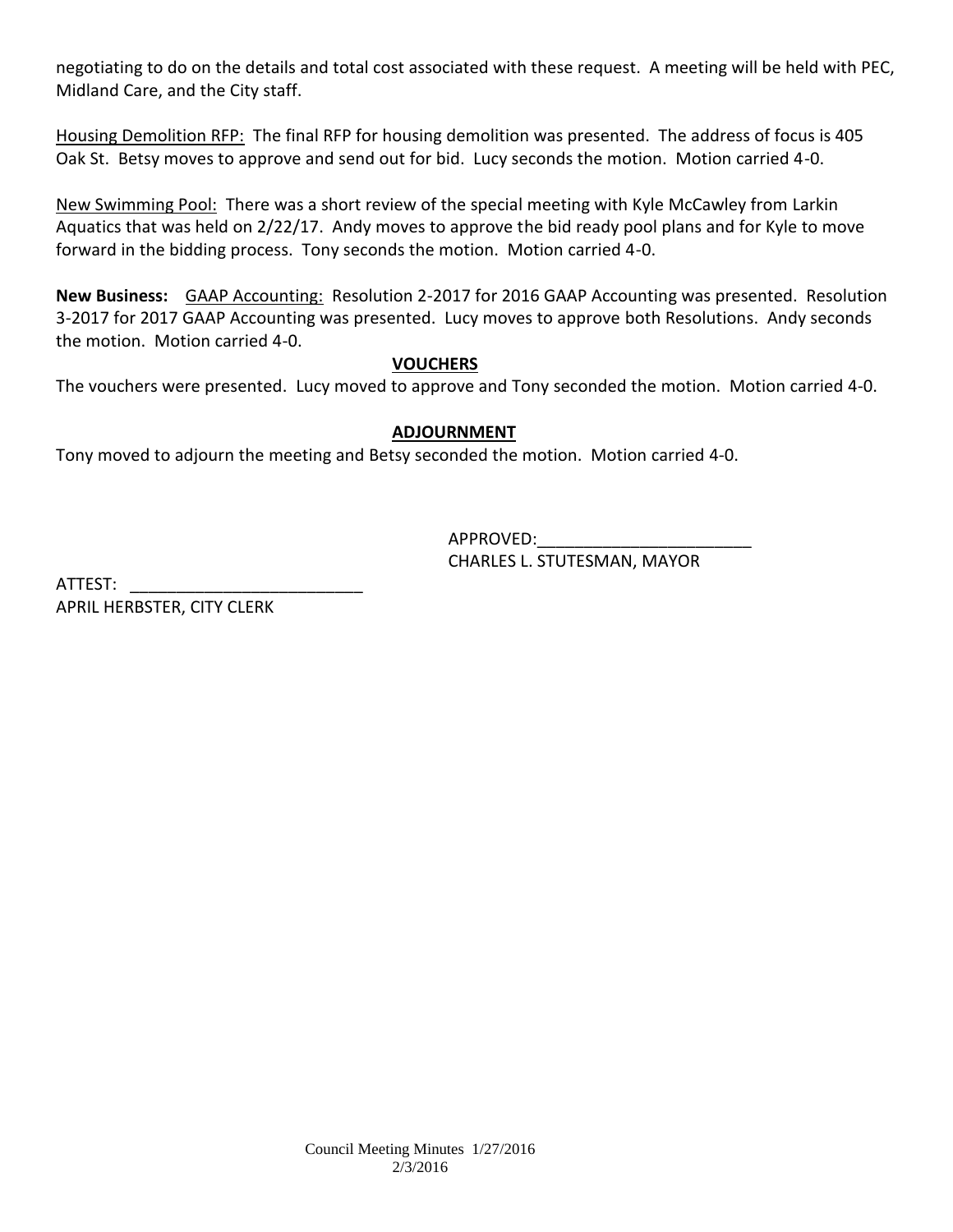negotiating to do on the details and total cost associated with these request. A meeting will be held with PEC, Midland Care, and the City staff.

Housing Demolition RFP: The final RFP for housing demolition was presented. The address of focus is 405 Oak St. Betsy moves to approve and send out for bid. Lucy seconds the motion. Motion carried 4-0.

New Swimming Pool: There was a short review of the special meeting with Kyle McCawley from Larkin Aquatics that was held on 2/22/17. Andy moves to approve the bid ready pool plans and for Kyle to move forward in the bidding process. Tony seconds the motion. Motion carried 4-0.

**New Business:** GAAP Accounting: Resolution 2-2017 for 2016 GAAP Accounting was presented. Resolution 3-2017 for 2017 GAAP Accounting was presented. Lucy moves to approve both Resolutions. Andy seconds the motion. Motion carried 4-0.

## VOUCHERS

The vouchers were presented. Lucy moved to approve and Tony seconded the motion. Motion carried 4-0.

## ADJOURNMENT

Tony moved to adjourn the meeting and Betsy seconded the motion. Motion carried 4-0.

APPROVED:_______________________
CHARLES L. STUTESMAN, MAYOR

ATTEST: _________________________
APRIL HERBSTER, CITY CLERK

Council Meeting Minutes 1/27/2016
2/3/2016